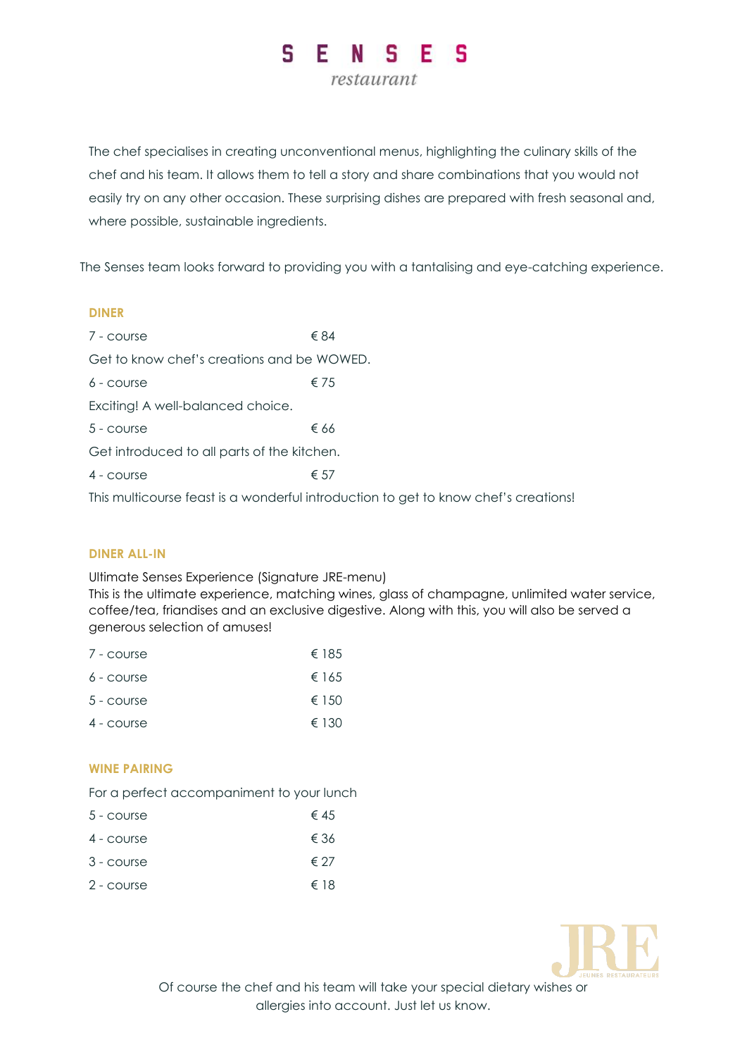# SENSES

restaurant

The chef specialises in creating unconventional menus, highlighting the culinary skills of the chef and his team. It allows them to tell a story and share combinations that you would not easily try on any other occasion. These surprising dishes are prepared with fresh seasonal and, where possible, sustainable ingredients.

The Senses team looks forward to providing you with a tantalising and eye-catching experience.

## DINER

7 - course € 84

Get to know chef's creations and be WOWED.

6 - course € 75

Exciting! A well-balanced choice.

5 - course € 66

Get introduced to all parts of the kitchen.

4 - course € 57

This multicourse feast is a wonderful introduction to get to know chef's creations!

## DINER ALL-IN

Ultimate Senses Experience (Signature JRE-menu)
This is the ultimate experience, matching wines, glass of champagne, unlimited water service, coffee/tea, friandises and an exclusive digestive. Along with this, you will also be served a generous selection of amuses!

| | |
|---|---|
| 7 - course | € 185 |
| 6 - course | € 165 |
| 5 - course | € 150 |
| 4 - course | € 130 |

## WINE PAIRING

For a perfect accompaniment to your lunch

| | |
|---|---|
| 5 - course | € 45 |
| 4 - course | € 36 |
| 3 - course | € 27 |
| 2 - course | € 18 |

JRE JEUNES RESTAURATEURS

Of course the chef and his team will take your special dietary wishes or allergies into account. Just let us know.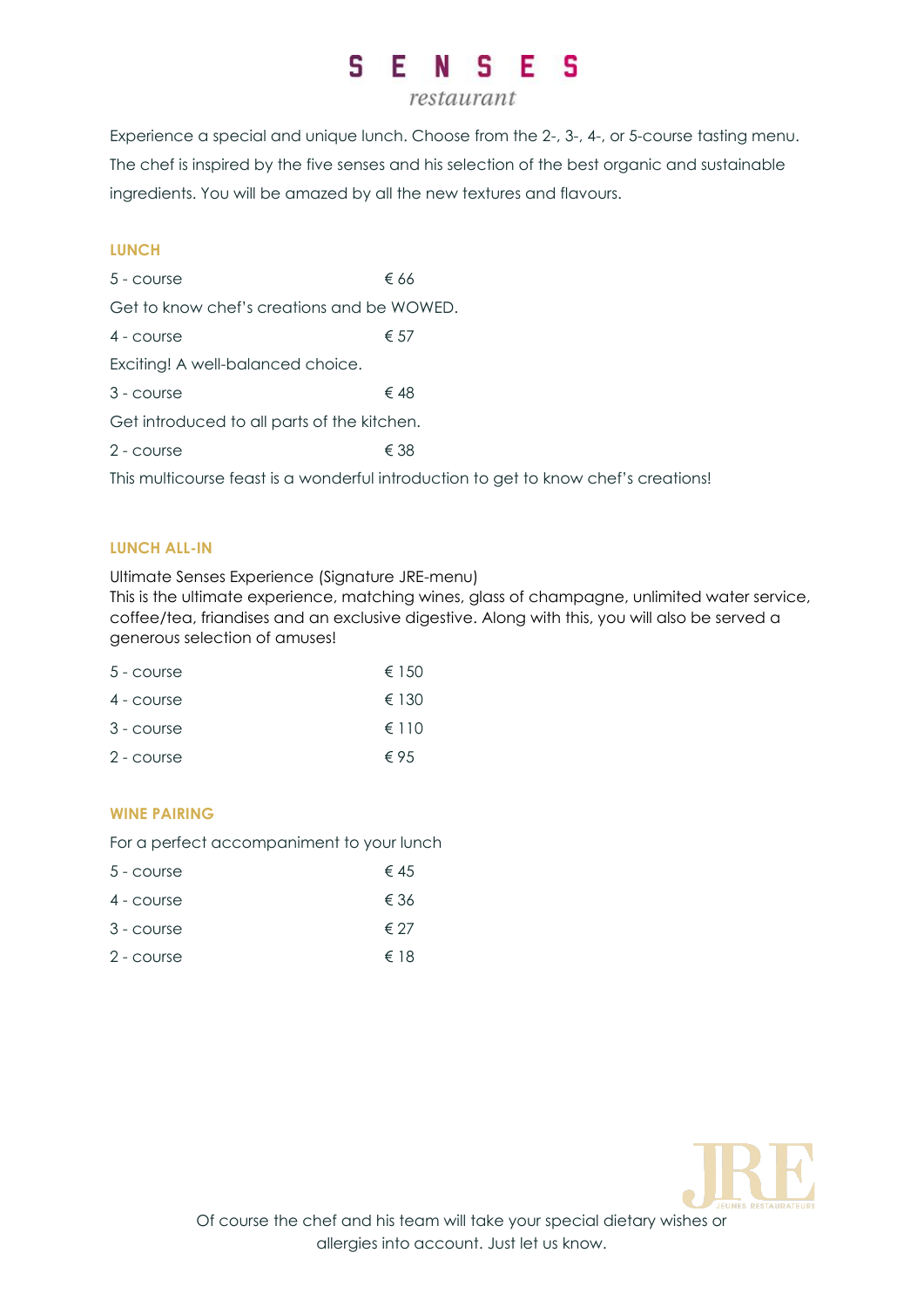# SENSES

restaurant

Experience a special and unique lunch. Choose from the 2-, 3-, 4-, or 5-course tasting menu. The chef is inspired by the five senses and his selection of the best organic and sustainable ingredients. You will be amazed by all the new textures and flavours.

## LUNCH

| | |
|---|---|
| 5 - course | € 66 |

Get to know chef's creations and be WOWED.

| | |
|---|---|
| 4 - course | € 57 |

Exciting! A well-balanced choice.

| | |
|---|---|
| 3 - course | € 48 |

Get introduced to all parts of the kitchen.

| | |
|---|---|
| 2 - course | € 38 |

This multicourse feast is a wonderful introduction to get to know chef's creations!

## LUNCH ALL-IN

Ultimate Senses Experience (Signature JRE-menu)
This is the ultimate experience, matching wines, glass of champagne, unlimited water service, coffee/tea, friandises and an exclusive digestive. Along with this, you will also be served a generous selection of amuses!

| | |
|---|---|
| 5 - course | € 150 |
| 4 - course | € 130 |
| 3 - course | € 110 |
| 2 - course | € 95 |

## WINE PAIRING

For a perfect accompaniment to your lunch

| | |
|---|---|
| 5 - course | € 45 |
| 4 - course | € 36 |
| 3 - course | € 27 |
| 2 - course | € 18 |

JRE JEUNES RESTAURATEURS

Of course the chef and his team will take your special dietary wishes or allergies into account. Just let us know.